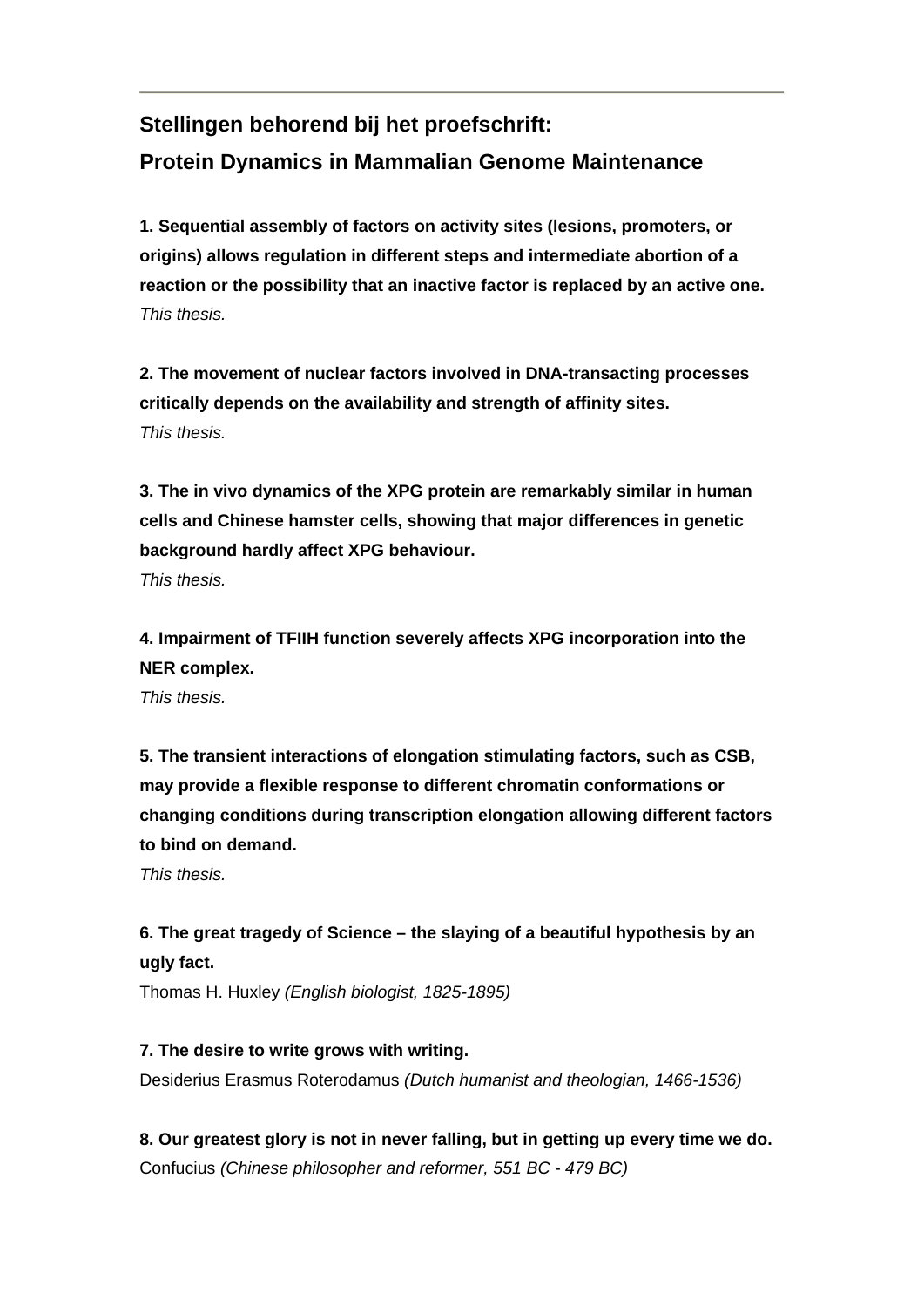## Stellingen behorend bij het proefschrift:
## Protein Dynamics in Mammalian Genome Maintenance

**1. Sequential assembly of factors on activity sites (lesions, promoters, or origins) allows regulation in different steps and intermediate abortion of a reaction or the possibility that an inactive factor is replaced by an active one.**
*This thesis.*

**2. The movement of nuclear factors involved in DNA-transacting processes critically depends on the availability and strength of affinity sites.**
*This thesis.*

**3. The in vivo dynamics of the XPG protein are remarkably similar in human cells and Chinese hamster cells, showing that major differences in genetic background hardly affect XPG behaviour.**
*This thesis.*

**4. Impairment of TFIIH function severely affects XPG incorporation into the NER complex.**
*This thesis.*

**5. The transient interactions of elongation stimulating factors, such as CSB, may provide a flexible response to different chromatin conformations or changing conditions during transcription elongation allowing different factors to bind on demand.**
*This thesis.*

**6. The great tragedy of Science – the slaying of a beautiful hypothesis by an ugly fact.**
Thomas H. Huxley *(English biologist, 1825-1895)*

**7. The desire to write grows with writing.**
Desiderius Erasmus Roterodamus *(Dutch humanist and theologian, 1466-1536)*

**8. Our greatest glory is not in never falling, but in getting up every time we do.**
Confucius *(Chinese philosopher and reformer, 551 BC - 479 BC)*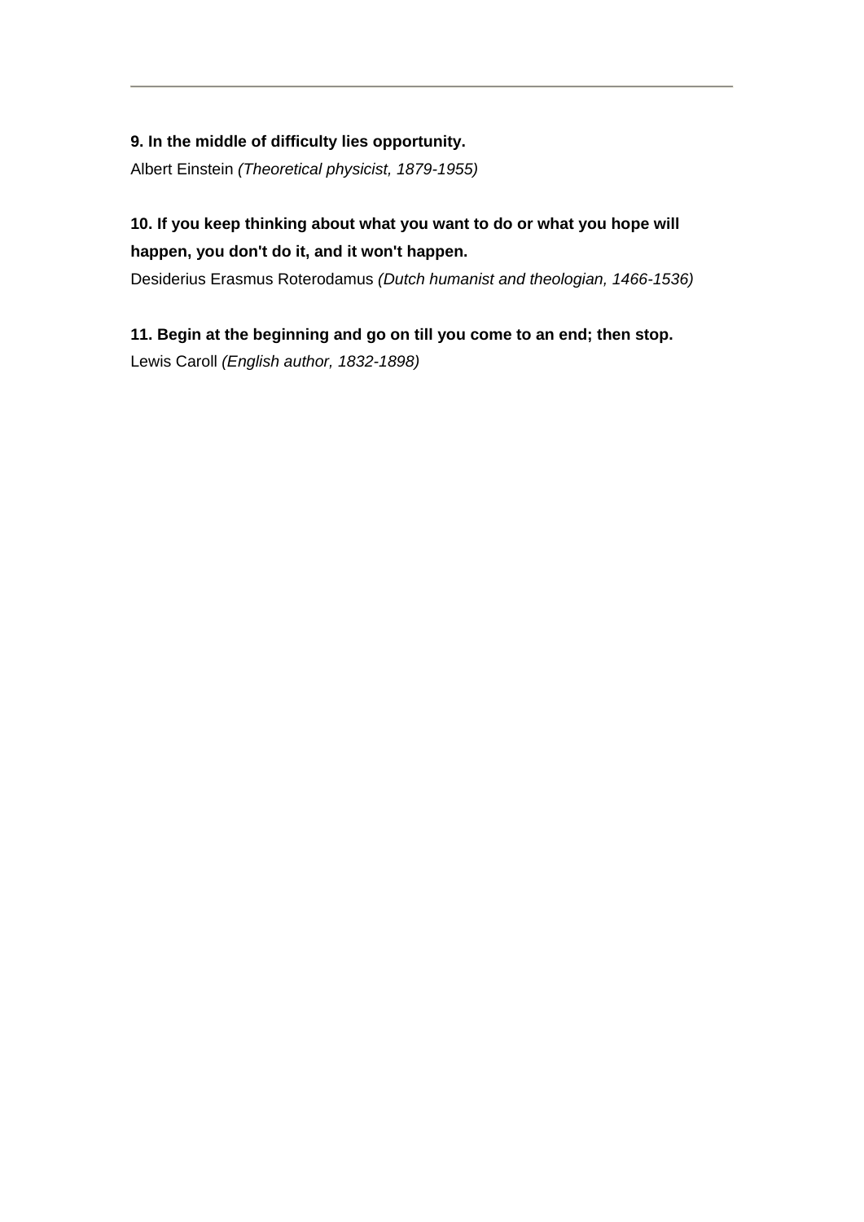---

**9. In the middle of difficulty lies opportunity.**

Albert Einstein *(Theoretical physicist, 1879-1955)*

**10. If you keep thinking about what you want to do or what you hope will happen, you don't do it, and it won't happen.**

Desiderius Erasmus Roterodamus *(Dutch humanist and theologian, 1466-1536)*

**11. Begin at the beginning and go on till you come to an end; then stop.**

Lewis Caroll *(English author, 1832-1898)*